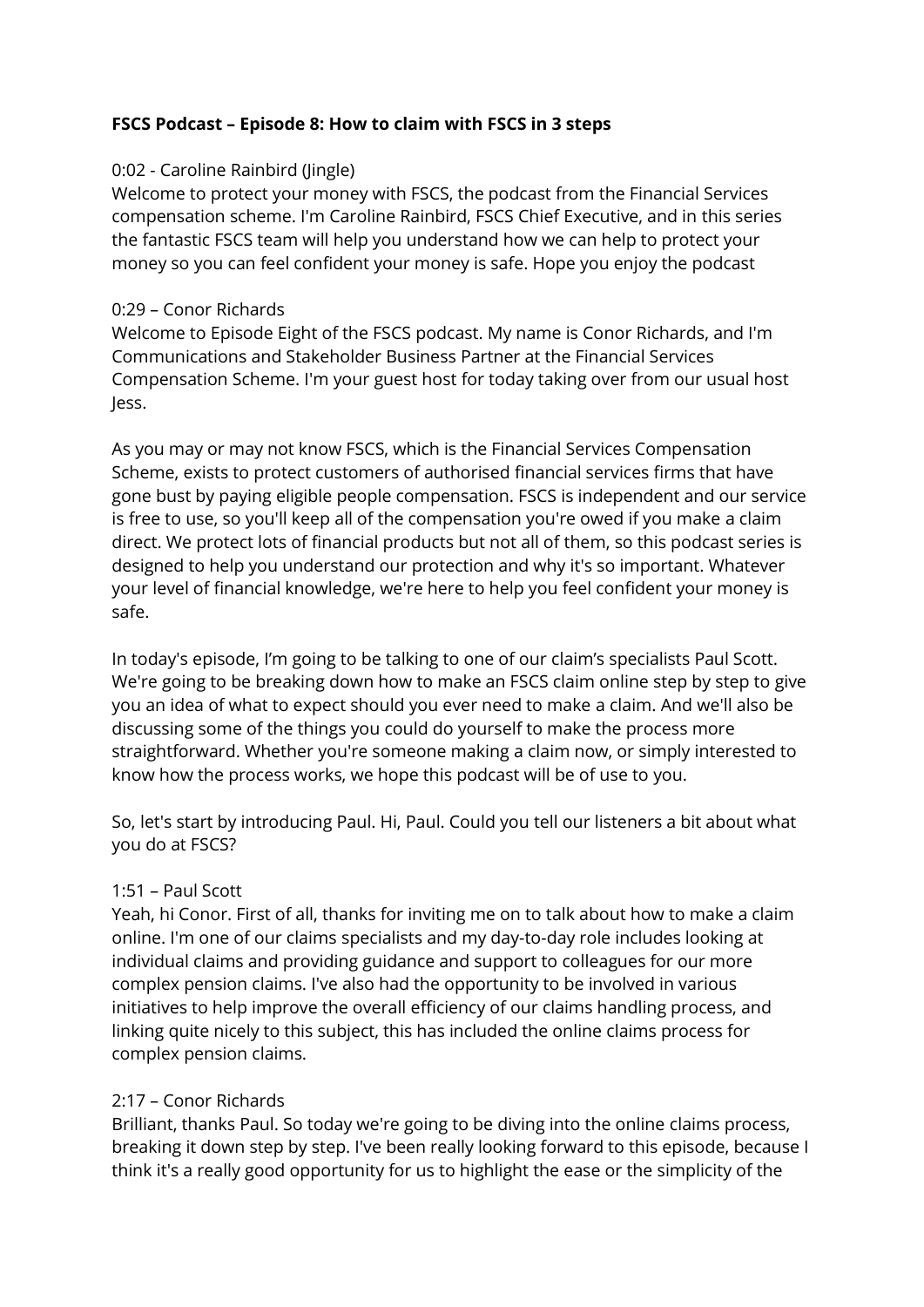**FSCS Podcast – Episode 8: How to claim with FSCS in 3 steps**

0:02 - Caroline Rainbird (Jingle)
Welcome to protect your money with FSCS, the podcast from the Financial Services compensation scheme. I'm Caroline Rainbird, FSCS Chief Executive, and in this series the fantastic FSCS team will help you understand how we can help to protect your money so you can feel confident your money is safe. Hope you enjoy the podcast

0:29 – Conor Richards
Welcome to Episode Eight of the FSCS podcast. My name is Conor Richards, and I'm Communications and Stakeholder Business Partner at the Financial Services Compensation Scheme. I'm your guest host for today taking over from our usual host Jess.

As you may or may not know FSCS, which is the Financial Services Compensation Scheme, exists to protect customers of authorised financial services firms that have gone bust by paying eligible people compensation. FSCS is independent and our service is free to use, so you'll keep all of the compensation you're owed if you make a claim direct. We protect lots of financial products but not all of them, so this podcast series is designed to help you understand our protection and why it's so important. Whatever your level of financial knowledge, we're here to help you feel confident your money is safe.

In today's episode, I'm going to be talking to one of our claim's specialists Paul Scott. We're going to be breaking down how to make an FSCS claim online step by step to give you an idea of what to expect should you ever need to make a claim. And we'll also be discussing some of the things you could do yourself to make the process more straightforward. Whether you're someone making a claim now, or simply interested to know how the process works, we hope this podcast will be of use to you.

So, let's start by introducing Paul. Hi, Paul. Could you tell our listeners a bit about what you do at FSCS?

1:51 – Paul Scott
Yeah, hi Conor. First of all, thanks for inviting me on to talk about how to make a claim online. I'm one of our claims specialists and my day-to-day role includes looking at individual claims and providing guidance and support to colleagues for our more complex pension claims. I've also had the opportunity to be involved in various initiatives to help improve the overall efficiency of our claims handling process, and linking quite nicely to this subject, this has included the online claims process for complex pension claims.

2:17 – Conor Richards
Brilliant, thanks Paul. So today we're going to be diving into the online claims process, breaking it down step by step. I've been really looking forward to this episode, because I think it's a really good opportunity for us to highlight the ease or the simplicity of the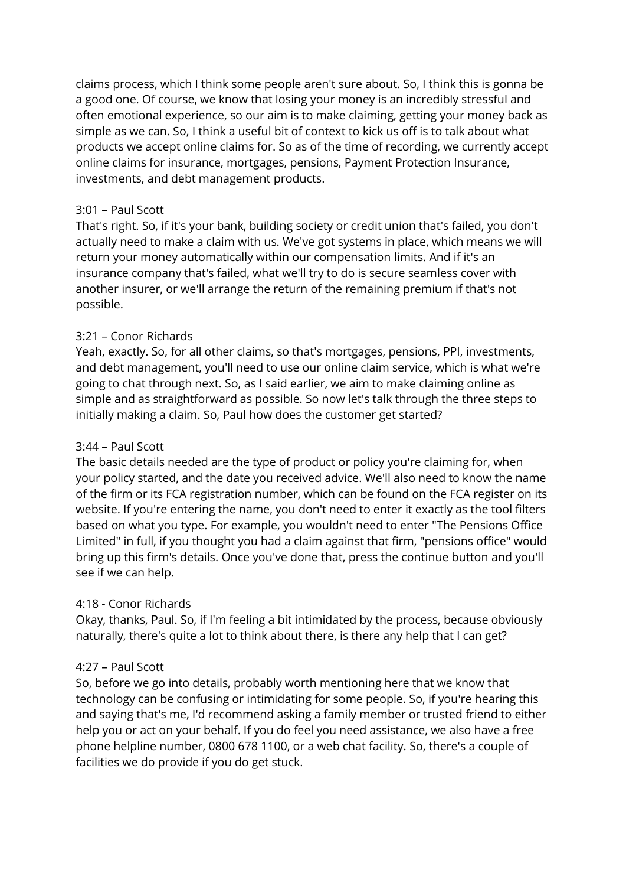claims process, which I think some people aren't sure about. So, I think this is gonna be a good one. Of course, we know that losing your money is an incredibly stressful and often emotional experience, so our aim is to make claiming, getting your money back as simple as we can. So, I think a useful bit of context to kick us off is to talk about what products we accept online claims for. So as of the time of recording, we currently accept online claims for insurance, mortgages, pensions, Payment Protection Insurance, investments, and debt management products.

3:01 – Paul Scott
That's right. So, if it's your bank, building society or credit union that's failed, you don't actually need to make a claim with us. We've got systems in place, which means we will return your money automatically within our compensation limits. And if it's an insurance company that's failed, what we'll try to do is secure seamless cover with another insurer, or we'll arrange the return of the remaining premium if that's not possible.

3:21 – Conor Richards
Yeah, exactly. So, for all other claims, so that's mortgages, pensions, PPI, investments, and debt management, you'll need to use our online claim service, which is what we're going to chat through next. So, as I said earlier, we aim to make claiming online as simple and as straightforward as possible. So now let's talk through the three steps to initially making a claim. So, Paul how does the customer get started?

3:44 – Paul Scott
The basic details needed are the type of product or policy you're claiming for, when your policy started, and the date you received advice. We'll also need to know the name of the firm or its FCA registration number, which can be found on the FCA register on its website. If you're entering the name, you don't need to enter it exactly as the tool filters based on what you type. For example, you wouldn't need to enter "The Pensions Office Limited" in full, if you thought you had a claim against that firm, "pensions office" would bring up this firm's details. Once you've done that, press the continue button and you'll see if we can help.

4:18 - Conor Richards
Okay, thanks, Paul. So, if I'm feeling a bit intimidated by the process, because obviously naturally, there's quite a lot to think about there, is there any help that I can get?

4:27 – Paul Scott
So, before we go into details, probably worth mentioning here that we know that technology can be confusing or intimidating for some people. So, if you're hearing this and saying that's me, I'd recommend asking a family member or trusted friend to either help you or act on your behalf. If you do feel you need assistance, we also have a free phone helpline number, 0800 678 1100, or a web chat facility. So, there's a couple of facilities we do provide if you do get stuck.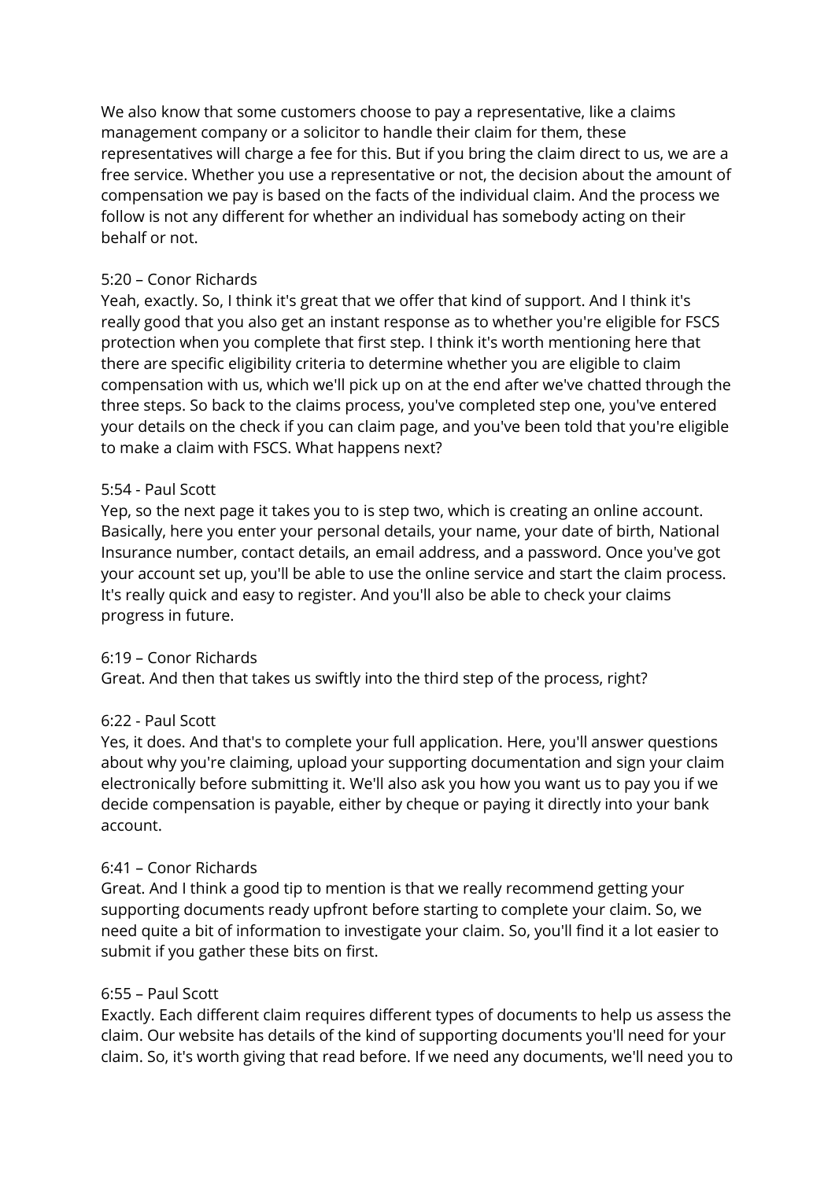We also know that some customers choose to pay a representative, like a claims management company or a solicitor to handle their claim for them, these representatives will charge a fee for this. But if you bring the claim direct to us, we are a free service. Whether you use a representative or not, the decision about the amount of compensation we pay is based on the facts of the individual claim. And the process we follow is not any different for whether an individual has somebody acting on their behalf or not.

5:20 – Conor Richards
Yeah, exactly. So, I think it's great that we offer that kind of support. And I think it's really good that you also get an instant response as to whether you're eligible for FSCS protection when you complete that first step. I think it's worth mentioning here that there are specific eligibility criteria to determine whether you are eligible to claim compensation with us, which we'll pick up on at the end after we've chatted through the three steps. So back to the claims process, you've completed step one, you've entered your details on the check if you can claim page, and you've been told that you're eligible to make a claim with FSCS. What happens next?

5:54 - Paul Scott
Yep, so the next page it takes you to is step two, which is creating an online account. Basically, here you enter your personal details, your name, your date of birth, National Insurance number, contact details, an email address, and a password. Once you've got your account set up, you'll be able to use the online service and start the claim process. It's really quick and easy to register. And you'll also be able to check your claims progress in future.

6:19 – Conor Richards
Great. And then that takes us swiftly into the third step of the process, right?

6:22 - Paul Scott
Yes, it does. And that's to complete your full application. Here, you'll answer questions about why you're claiming, upload your supporting documentation and sign your claim electronically before submitting it. We'll also ask you how you want us to pay you if we decide compensation is payable, either by cheque or paying it directly into your bank account.

6:41 – Conor Richards
Great. And I think a good tip to mention is that we really recommend getting your supporting documents ready upfront before starting to complete your claim. So, we need quite a bit of information to investigate your claim. So, you'll find it a lot easier to submit if you gather these bits on first.

6:55 – Paul Scott
Exactly. Each different claim requires different types of documents to help us assess the claim. Our website has details of the kind of supporting documents you'll need for your claim. So, it's worth giving that read before. If we need any documents, we'll need you to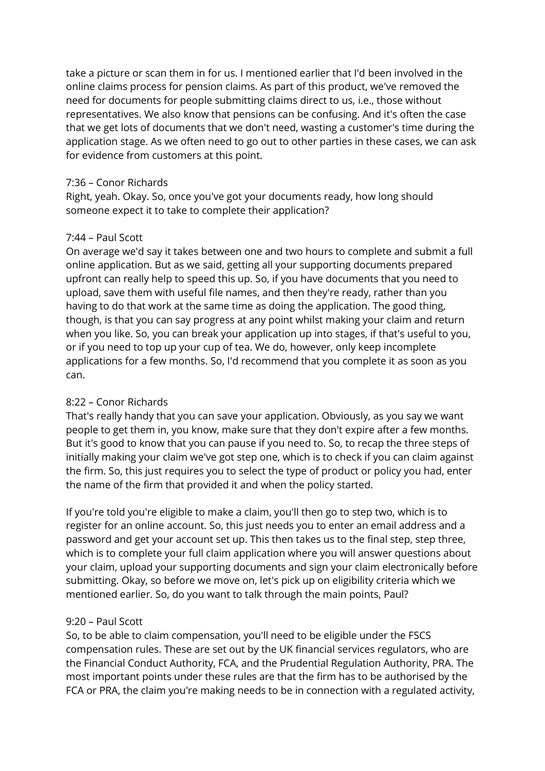take a picture or scan them in for us. I mentioned earlier that I'd been involved in the online claims process for pension claims. As part of this product, we've removed the need for documents for people submitting claims direct to us, i.e., those without representatives. We also know that pensions can be confusing. And it's often the case that we get lots of documents that we don't need, wasting a customer's time during the application stage. As we often need to go out to other parties in these cases, we can ask for evidence from customers at this point.

7:36 – Conor Richards

Right, yeah. Okay. So, once you've got your documents ready, how long should someone expect it to take to complete their application?

7:44 – Paul Scott

On average we'd say it takes between one and two hours to complete and submit a full online application. But as we said, getting all your supporting documents prepared upfront can really help to speed this up. So, if you have documents that you need to upload, save them with useful file names, and then they're ready, rather than you having to do that work at the same time as doing the application. The good thing, though, is that you can say progress at any point whilst making your claim and return when you like. So, you can break your application up into stages, if that's useful to you, or if you need to top up your cup of tea. We do, however, only keep incomplete applications for a few months. So, I'd recommend that you complete it as soon as you can.

8:22 – Conor Richards

That's really handy that you can save your application. Obviously, as you say we want people to get them in, you know, make sure that they don't expire after a few months. But it's good to know that you can pause if you need to. So, to recap the three steps of initially making your claim we've got step one, which is to check if you can claim against the firm. So, this just requires you to select the type of product or policy you had, enter the name of the firm that provided it and when the policy started.

If you're told you're eligible to make a claim, you'll then go to step two, which is to register for an online account. So, this just needs you to enter an email address and a password and get your account set up. This then takes us to the final step, step three, which is to complete your full claim application where you will answer questions about your claim, upload your supporting documents and sign your claim electronically before submitting. Okay, so before we move on, let's pick up on eligibility criteria which we mentioned earlier. So, do you want to talk through the main points, Paul?

9:20 – Paul Scott

So, to be able to claim compensation, you'll need to be eligible under the FSCS compensation rules. These are set out by the UK financial services regulators, who are the Financial Conduct Authority, FCA, and the Prudential Regulation Authority, PRA. The most important points under these rules are that the firm has to be authorised by the FCA or PRA, the claim you're making needs to be in connection with a regulated activity,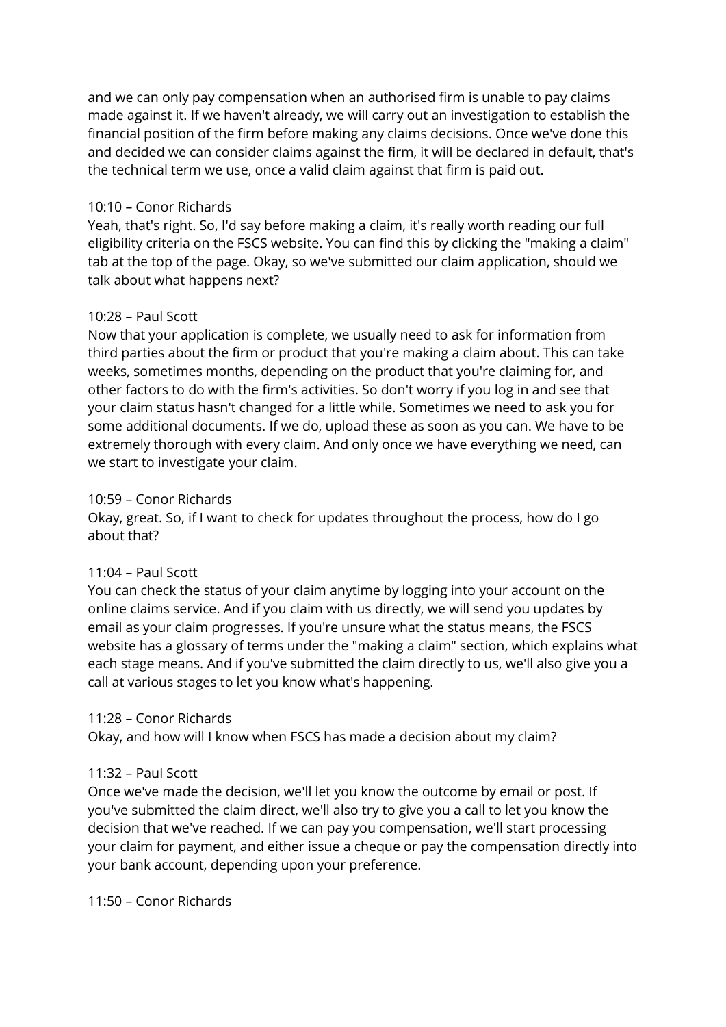and we can only pay compensation when an authorised firm is unable to pay claims made against it. If we haven't already, we will carry out an investigation to establish the financial position of the firm before making any claims decisions. Once we've done this and decided we can consider claims against the firm, it will be declared in default, that's the technical term we use, once a valid claim against that firm is paid out.

10:10 – Conor Richards
Yeah, that's right. So, I'd say before making a claim, it's really worth reading our full eligibility criteria on the FSCS website. You can find this by clicking the "making a claim" tab at the top of the page. Okay, so we've submitted our claim application, should we talk about what happens next?

10:28 – Paul Scott
Now that your application is complete, we usually need to ask for information from third parties about the firm or product that you're making a claim about. This can take weeks, sometimes months, depending on the product that you're claiming for, and other factors to do with the firm's activities. So don't worry if you log in and see that your claim status hasn't changed for a little while. Sometimes we need to ask you for some additional documents. If we do, upload these as soon as you can. We have to be extremely thorough with every claim. And only once we have everything we need, can we start to investigate your claim.

10:59 – Conor Richards
Okay, great. So, if I want to check for updates throughout the process, how do I go about that?

11:04 – Paul Scott
You can check the status of your claim anytime by logging into your account on the online claims service. And if you claim with us directly, we will send you updates by email as your claim progresses. If you're unsure what the status means, the FSCS website has a glossary of terms under the "making a claim" section, which explains what each stage means. And if you've submitted the claim directly to us, we'll also give you a call at various stages to let you know what's happening.

11:28 – Conor Richards
Okay, and how will I know when FSCS has made a decision about my claim?

11:32 – Paul Scott
Once we've made the decision, we'll let you know the outcome by email or post. If you've submitted the claim direct, we'll also try to give you a call to let you know the decision that we've reached. If we can pay you compensation, we'll start processing your claim for payment, and either issue a cheque or pay the compensation directly into your bank account, depending upon your preference.

11:50 – Conor Richards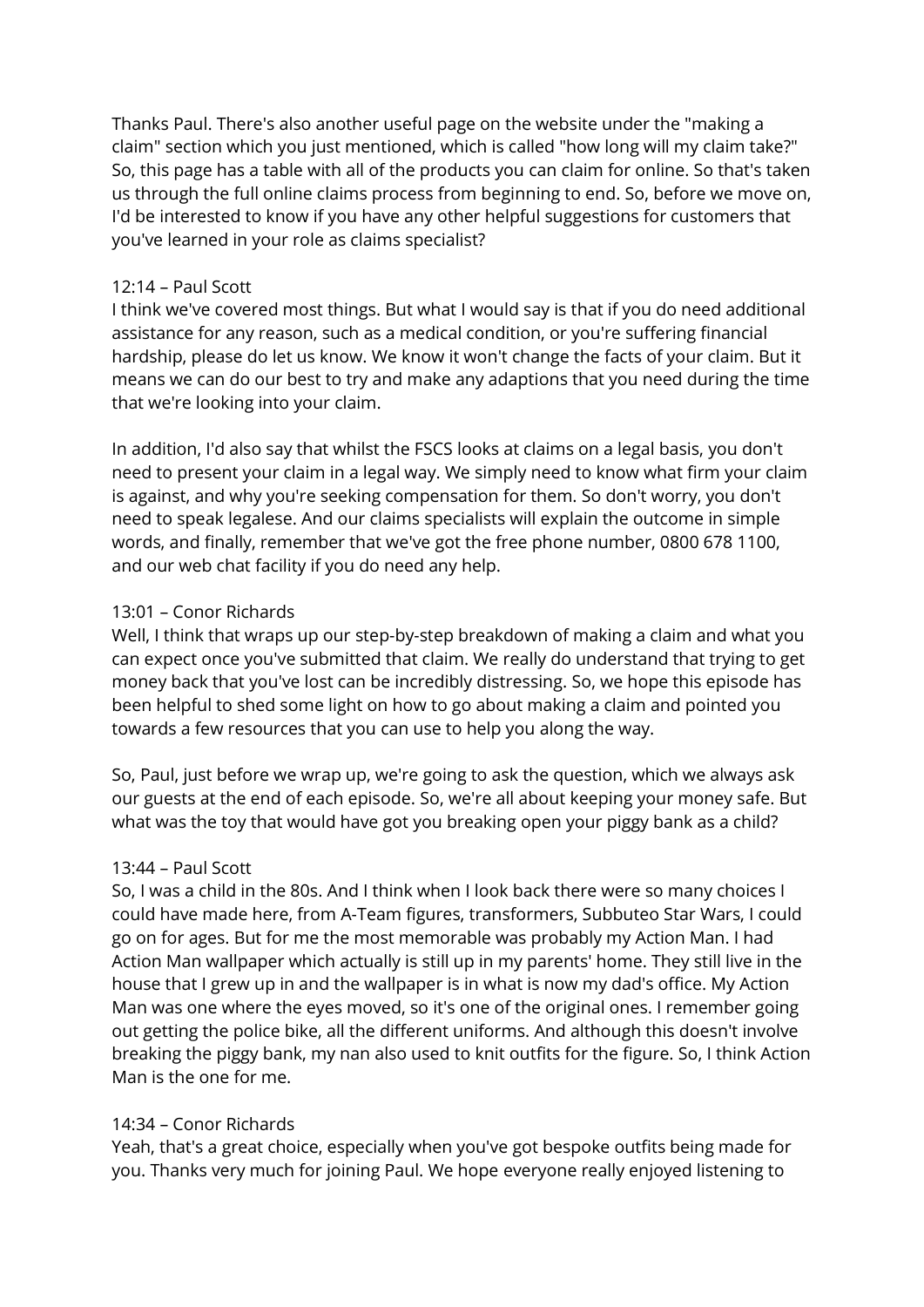Thanks Paul. There's also another useful page on the website under the "making a claim" section which you just mentioned, which is called "how long will my claim take?" So, this page has a table with all of the products you can claim for online. So that's taken us through the full online claims process from beginning to end. So, before we move on, I'd be interested to know if you have any other helpful suggestions for customers that you've learned in your role as claims specialist?

12:14 – Paul Scott

I think we've covered most things. But what I would say is that if you do need additional assistance for any reason, such as a medical condition, or you're suffering financial hardship, please do let us know. We know it won't change the facts of your claim. But it means we can do our best to try and make any adaptions that you need during the time that we're looking into your claim.

In addition, I'd also say that whilst the FSCS looks at claims on a legal basis, you don't need to present your claim in a legal way. We simply need to know what firm your claim is against, and why you're seeking compensation for them. So don't worry, you don't need to speak legalese. And our claims specialists will explain the outcome in simple words, and finally, remember that we've got the free phone number, 0800 678 1100, and our web chat facility if you do need any help.

13:01 – Conor Richards

Well, I think that wraps up our step-by-step breakdown of making a claim and what you can expect once you've submitted that claim. We really do understand that trying to get money back that you've lost can be incredibly distressing. So, we hope this episode has been helpful to shed some light on how to go about making a claim and pointed you towards a few resources that you can use to help you along the way.

So, Paul, just before we wrap up, we're going to ask the question, which we always ask our guests at the end of each episode. So, we're all about keeping your money safe. But what was the toy that would have got you breaking open your piggy bank as a child?

13:44 – Paul Scott

So, I was a child in the 80s. And I think when I look back there were so many choices I could have made here, from A-Team figures, transformers, Subbuteo Star Wars, I could go on for ages. But for me the most memorable was probably my Action Man. I had Action Man wallpaper which actually is still up in my parents' home. They still live in the house that I grew up in and the wallpaper is in what is now my dad's office. My Action Man was one where the eyes moved, so it's one of the original ones. I remember going out getting the police bike, all the different uniforms. And although this doesn't involve breaking the piggy bank, my nan also used to knit outfits for the figure. So, I think Action Man is the one for me.

14:34 – Conor Richards

Yeah, that's a great choice, especially when you've got bespoke outfits being made for you. Thanks very much for joining Paul. We hope everyone really enjoyed listening to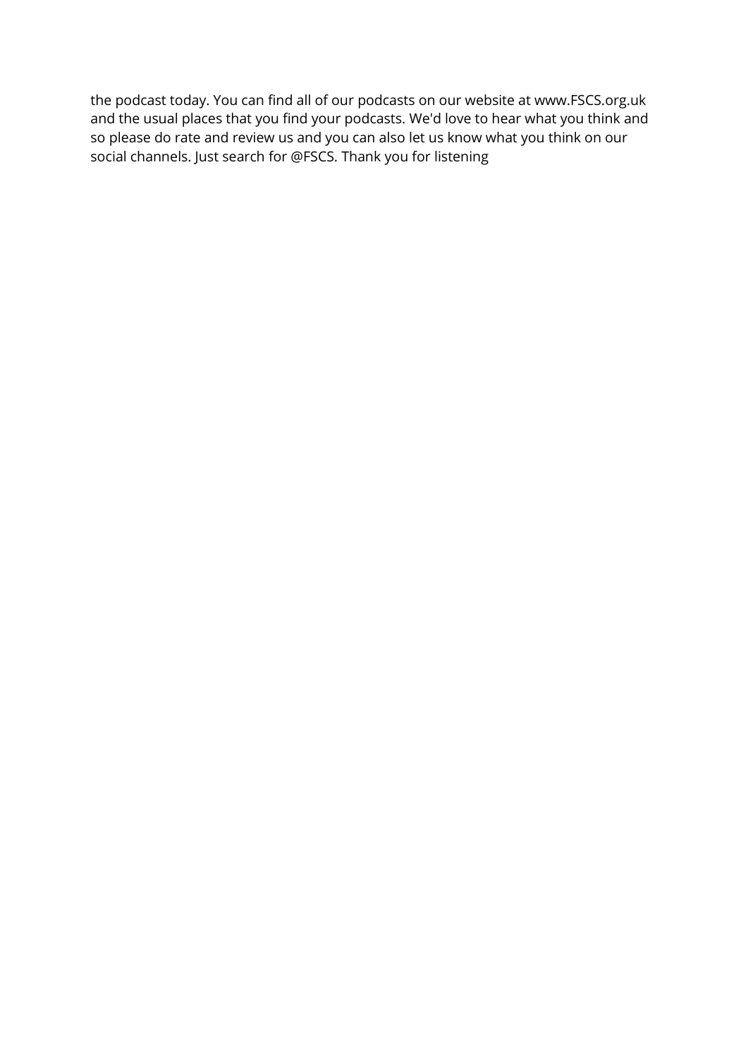the podcast today. You can find all of our podcasts on our website at www.FSCS.org.uk and the usual places that you find your podcasts. We'd love to hear what you think and so please do rate and review us and you can also let us know what you think on our social channels. Just search for @FSCS. Thank you for listening